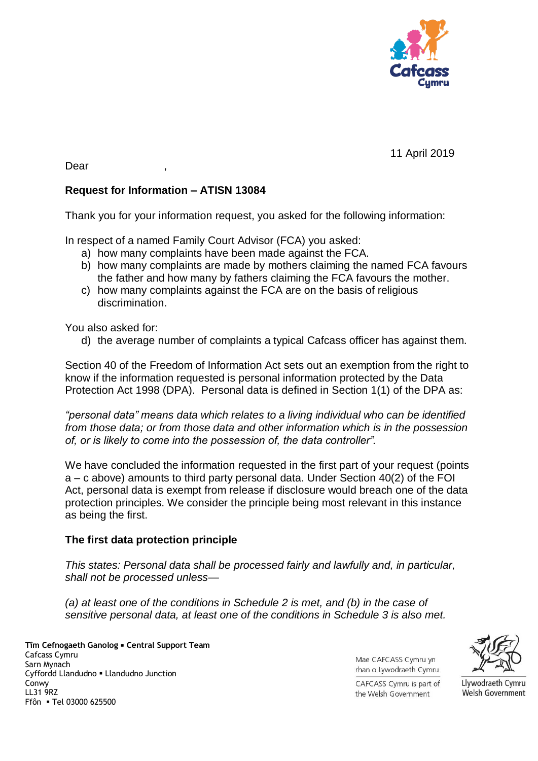11 April 2019

Dear ,

**Request for Information – ATISN 13084**

Thank you for your information request, you asked for the following information:

In respect of a named Family Court Advisor (FCA) you asked:

a) how many complaints have been made against the FCA.
b) how many complaints are made by mothers claiming the named FCA favours the father and how many by fathers claiming the FCA favours the mother.
c) how many complaints against the FCA are on the basis of religious discrimination.

You also asked for:

d) the average number of complaints a typical Cafcass officer has against them.

Section 40 of the Freedom of Information Act sets out an exemption from the right to know if the information requested is personal information protected by the Data Protection Act 1998 (DPA). Personal data is defined in Section 1(1) of the DPA as:

*"personal data" means data which relates to a living individual who can be identified from those data; or from those data and other information which is in the possession of, or is likely to come into the possession of, the data controller".*

We have concluded the information requested in the first part of your request (points a – c above) amounts to third party personal data. Under Section 40(2) of the FOI Act, personal data is exempt from release if disclosure would breach one of the data protection principles. We consider the principle being most relevant in this instance as being the first.

**The first data protection principle**

*This states: Personal data shall be processed fairly and lawfully and, in particular, shall not be processed unless—*

*(a) at least one of the conditions in Schedule 2 is met, and (b) in the case of sensitive personal data, at least one of the conditions in Schedule 3 is also met.*

**Tîm Cefnogaeth Ganolog ▪ Central Support Team**
Cafcass Cymru
Sarn Mynach
Cyffordd Llandudno ▪ Llandudno Junction
Conwy
LL31 9RZ
Ffôn ▪ Tel 03000 625500

Mae CAFCASS Cymru yn rhan o Lywodraeth Cymru

CAFCASS Cymru is part of the Welsh Government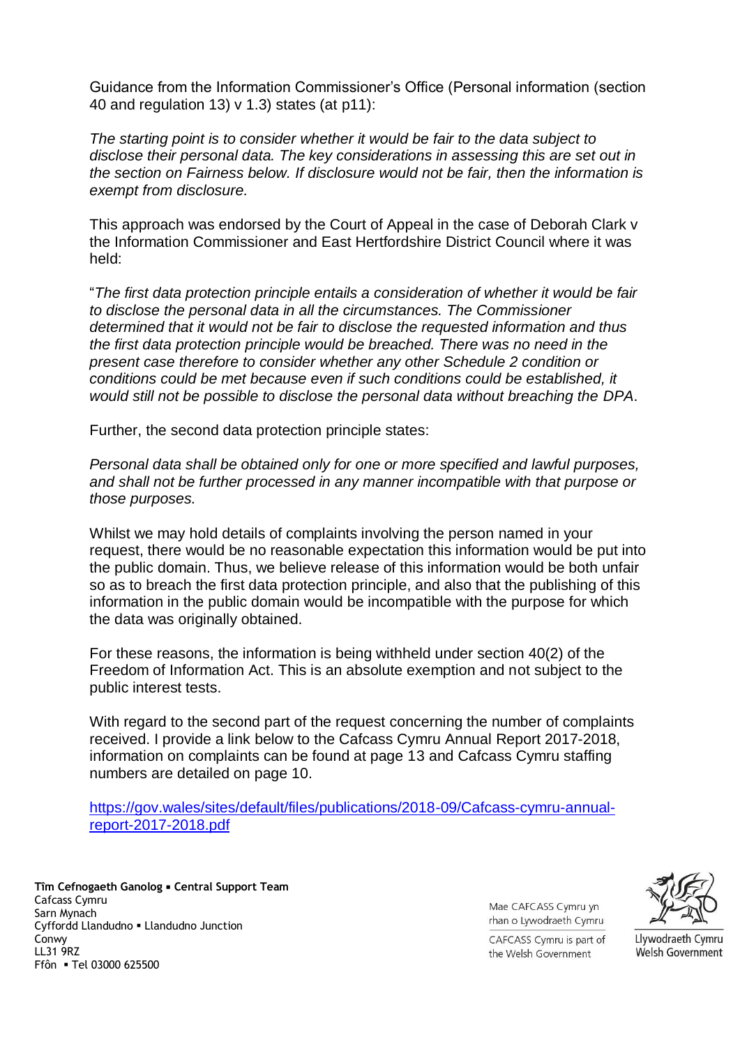Guidance from the Information Commissioner's Office (Personal information (section 40 and regulation 13) v 1.3) states (at p11):

*The starting point is to consider whether it would be fair to the data subject to disclose their personal data. The key considerations in assessing this are set out in the section on Fairness below. If disclosure would not be fair, then the information is exempt from disclosure.*

This approach was endorsed by the Court of Appeal in the case of Deborah Clark v the Information Commissioner and East Hertfordshire District Council where it was held:

"*The first data protection principle entails a consideration of whether it would be fair to disclose the personal data in all the circumstances. The Commissioner determined that it would not be fair to disclose the requested information and thus the first data protection principle would be breached. There was no need in the present case therefore to consider whether any other Schedule 2 condition or conditions could be met because even if such conditions could be established, it would still not be possible to disclose the personal data without breaching the DPA*.

Further, the second data protection principle states:

*Personal data shall be obtained only for one or more specified and lawful purposes, and shall not be further processed in any manner incompatible with that purpose or those purposes.*

Whilst we may hold details of complaints involving the person named in your request, there would be no reasonable expectation this information would be put into the public domain. Thus, we believe release of this information would be both unfair so as to breach the first data protection principle, and also that the publishing of this information in the public domain would be incompatible with the purpose for which the data was originally obtained.

For these reasons, the information is being withheld under section 40(2) of the Freedom of Information Act. This is an absolute exemption and not subject to the public interest tests.

With regard to the second part of the request concerning the number of complaints received. I provide a link below to the Cafcass Cymru Annual Report 2017-2018, information on complaints can be found at page 13 and Cafcass Cymru staffing numbers are detailed on page 10.

[https://gov.wales/sites/default/files/publications/2018-09/Cafcass-cymru-annual-report-2017-2018.pdf](https://gov.wales/sites/default/files/publications/2018-09/Cafcass-cymru-annual-report-2017-2018.pdf)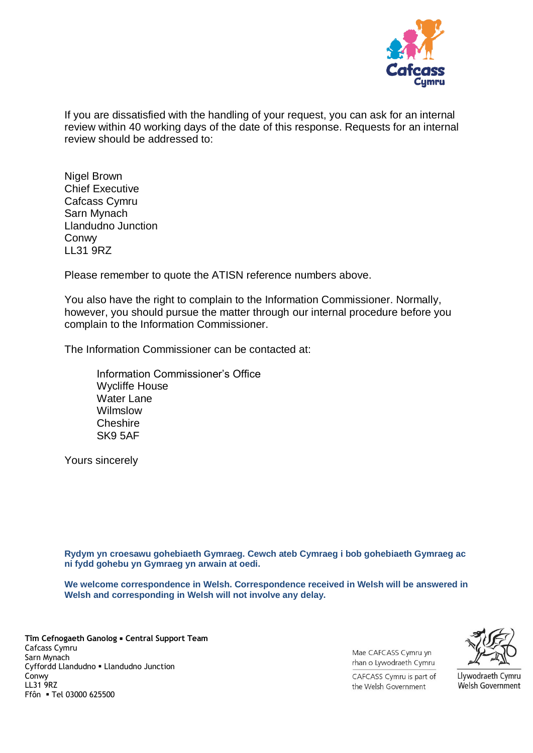If you are dissatisfied with the handling of your request, you can ask for an internal review within 40 working days of the date of this response. Requests for an internal review should be addressed to:

Nigel Brown
Chief Executive
Cafcass Cymru
Sarn Mynach
Llandudno Junction
Conwy
LL31 9RZ

Please remember to quote the ATISN reference numbers above.

You also have the right to complain to the Information Commissioner. Normally, however, you should pursue the matter through our internal procedure before you complain to the Information Commissioner.

The Information Commissioner can be contacted at:

Information Commissioner's Office
Wycliffe House
Water Lane
Wilmslow
Cheshire
SK9 5AF

Yours sincerely

**Rydym yn croesawu gohebiaeth Gymraeg. Cewch ateb Cymraeg i bob gohebiaeth Gymraeg ac ni fydd gohebu yn Gymraeg yn arwain at oedi.**

**We welcome correspondence in Welsh. Correspondence received in Welsh will be answered in Welsh and corresponding in Welsh will not involve any delay.**

**Tîm Cefnogaeth Ganolog ▪ Central Support Team**
Cafcass Cymru
Sarn Mynach
Cyffordd Llandudno ▪ Llandudno Junction
Conwy
LL31 9RZ
Ffôn ▪ Tel 03000 625500

Mae CAFCASS Cymru yn rhan o Lywodraeth Cymru

CAFCASS Cymru is part of the Welsh Government

Llywodraeth Cymru
Welsh Government